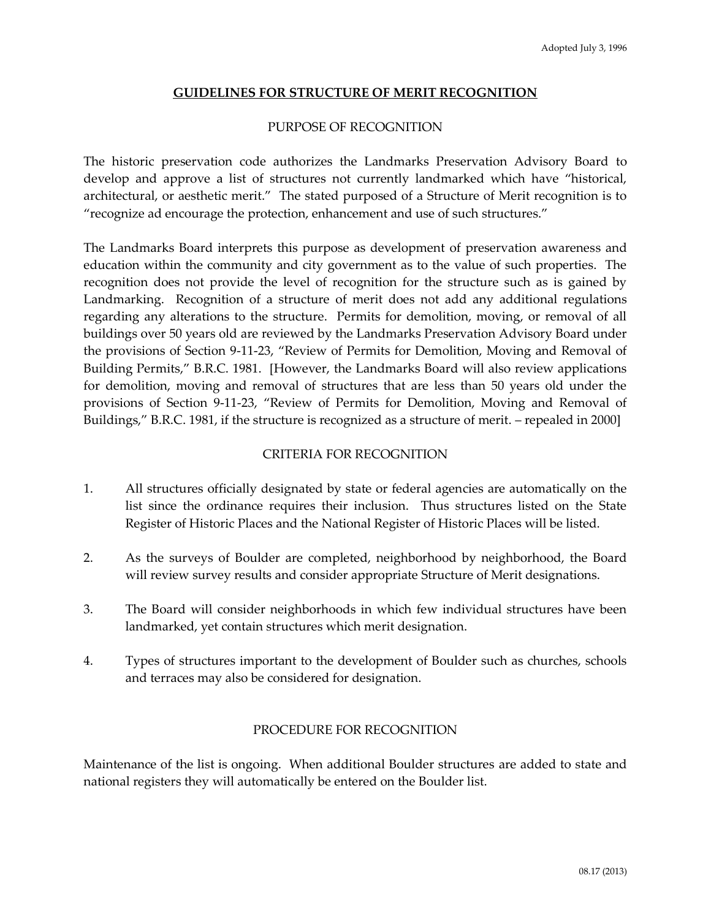Adopted July 3, 1996

# GUIDELINES FOR STRUCTURE OF MERIT RECOGNITION

## PURPOSE OF RECOGNITION

The historic preservation code authorizes the Landmarks Preservation Advisory Board to develop and approve a list of structures not currently landmarked which have "historical, architectural, or aesthetic merit." The stated purposed of a Structure of Merit recognition is to "recognize ad encourage the protection, enhancement and use of such structures."

The Landmarks Board interprets this purpose as development of preservation awareness and education within the community and city government as to the value of such properties. The recognition does not provide the level of recognition for the structure such as is gained by Landmarking. Recognition of a structure of merit does not add any additional regulations regarding any alterations to the structure. Permits for demolition, moving, or removal of all buildings over 50 years old are reviewed by the Landmarks Preservation Advisory Board under the provisions of Section 9-11-23, "Review of Permits for Demolition, Moving and Removal of Building Permits," B.R.C. 1981. [However, the Landmarks Board will also review applications for demolition, moving and removal of structures that are less than 50 years old under the provisions of Section 9-11-23, "Review of Permits for Demolition, Moving and Removal of Buildings," B.R.C. 1981, if the structure is recognized as a structure of merit. – repealed in 2000]

## CRITERIA FOR RECOGNITION

1. All structures officially designated by state or federal agencies are automatically on the list since the ordinance requires their inclusion. Thus structures listed on the State Register of Historic Places and the National Register of Historic Places will be listed.

2. As the surveys of Boulder are completed, neighborhood by neighborhood, the Board will review survey results and consider appropriate Structure of Merit designations.

3. The Board will consider neighborhoods in which few individual structures have been landmarked, yet contain structures which merit designation.

4. Types of structures important to the development of Boulder such as churches, schools and terraces may also be considered for designation.

## PROCEDURE FOR RECOGNITION

Maintenance of the list is ongoing. When additional Boulder structures are added to state and national registers they will automatically be entered on the Boulder list.

08.17 (2013)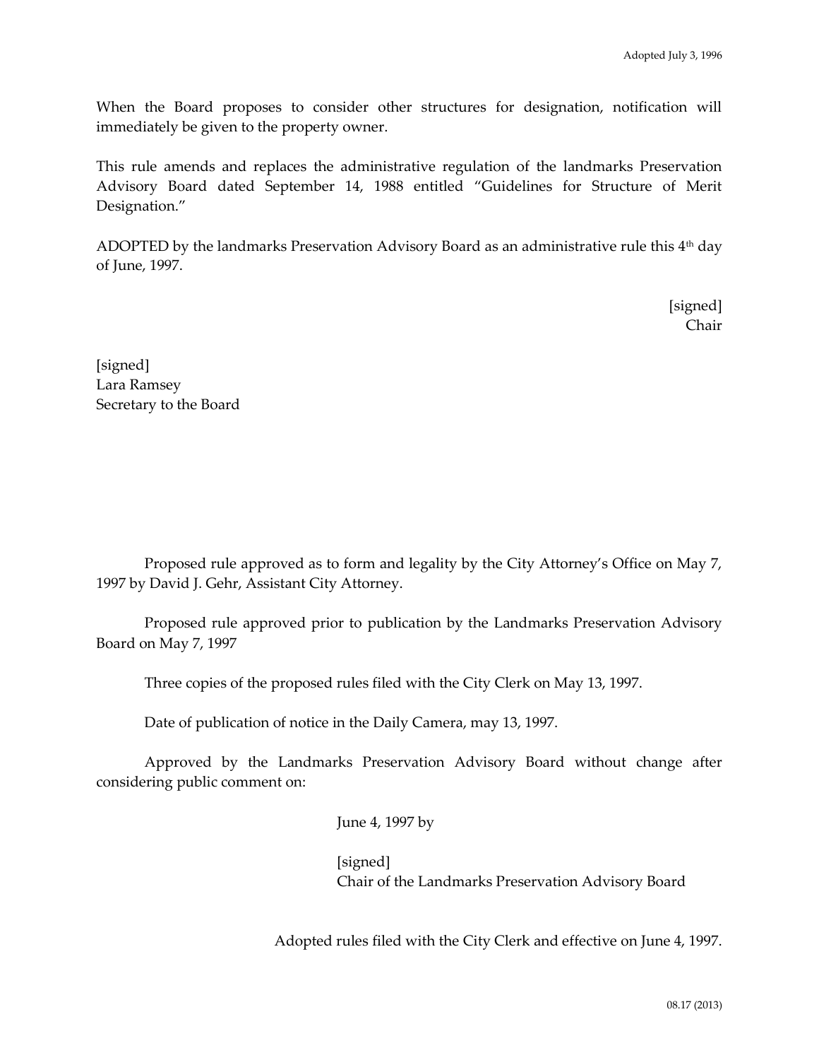When the Board proposes to consider other structures for designation, notification will immediately be given to the property owner.

This rule amends and replaces the administrative regulation of the landmarks Preservation Advisory Board dated September 14, 1988 entitled "Guidelines for Structure of Merit Designation."

ADOPTED by the landmarks Preservation Advisory Board as an administrative rule this 4th day of June, 1997.

[signed]
Chair

[signed]
Lara Ramsey
Secretary to the Board

Proposed rule approved as to form and legality by the City Attorney's Office on May 7, 1997 by David J. Gehr, Assistant City Attorney.

Proposed rule approved prior to publication by the Landmarks Preservation Advisory Board on May 7, 1997

Three copies of the proposed rules filed with the City Clerk on May 13, 1997.

Date of publication of notice in the Daily Camera, may 13, 1997.

Approved by the Landmarks Preservation Advisory Board without change after considering public comment on:

June 4, 1997 by

[signed]
Chair of the Landmarks Preservation Advisory Board

Adopted rules filed with the City Clerk and effective on June 4, 1997.